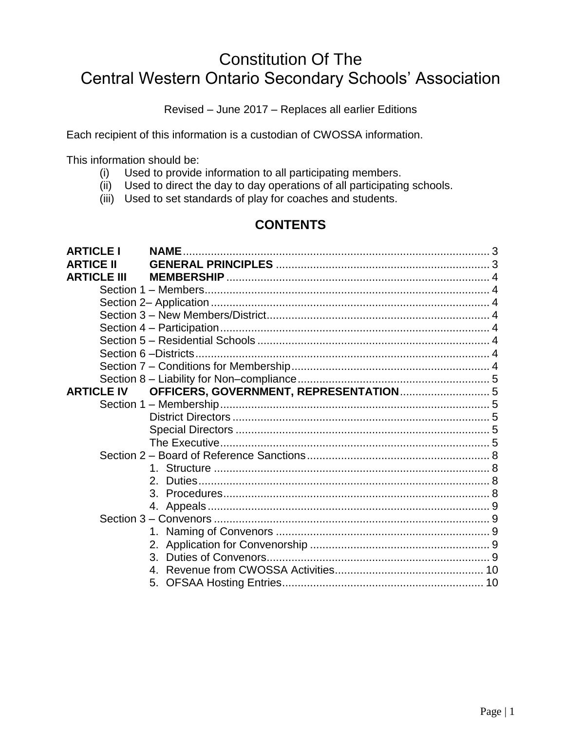# Constitution Of The Central Western Ontario Secondary Schools' Association

Revised – June 2017 – Replaces all earlier Editions

Each recipient of this information is a custodian of CWOSSA information.

This information should be:

(i) Used to provide information to all participating members.
(ii) Used to direct the day to day operations of all participating schools.
(iii) Used to set standards of play for coaches and students.

## CONTENTS

**ARTICLE I NAME** .................................................................................... 3
**ARTICE II GENERAL PRINCIPLES** ..................................................... 3
**ARTICLE III MEMBERSHIP** ..................................................................... 4
- Section 1 – Members............................................................................ 4
- Section 2– Application .......................................................................... 4
- Section 3 – New Members/District....................................................... 4
- Section 4 – Participation....................................................................... 4
- Section 5 – Residential Schools ........................................................... 4
- Section 6 –Districts............................................................................... 4
- Section 7 – Conditions for Membership................................................ 4
- Section 8 – Liability for Non–compliance.............................................. 5

**ARTICLE IV OFFICERS, GOVERNMENT, REPRESENTATION** ............................ 5
- Section 1 – Membership....................................................................... 5
  - District Directors .................................................................. 5
  - Special Directors .................................................................. 5
  - The Executive....................................................................... 5
- Section 2 – Board of Reference Sanctions........................................... 8
  1. Structure ......................................................................... 8
  2. Duties.............................................................................. 8
  3. Procedures...................................................................... 8
  4. Appeals........................................................................... 9
- Section 3 – Convenors ......................................................................... 9
  1. Naming of Convenors ..................................................... 9
  2. Application for Convenorship .......................................... 9
  3. Duties of Convenors........................................................ 9
  4. Revenue from CWOSSA Activities................................. 10
  5. OFSAA Hosting Entries.................................................. 10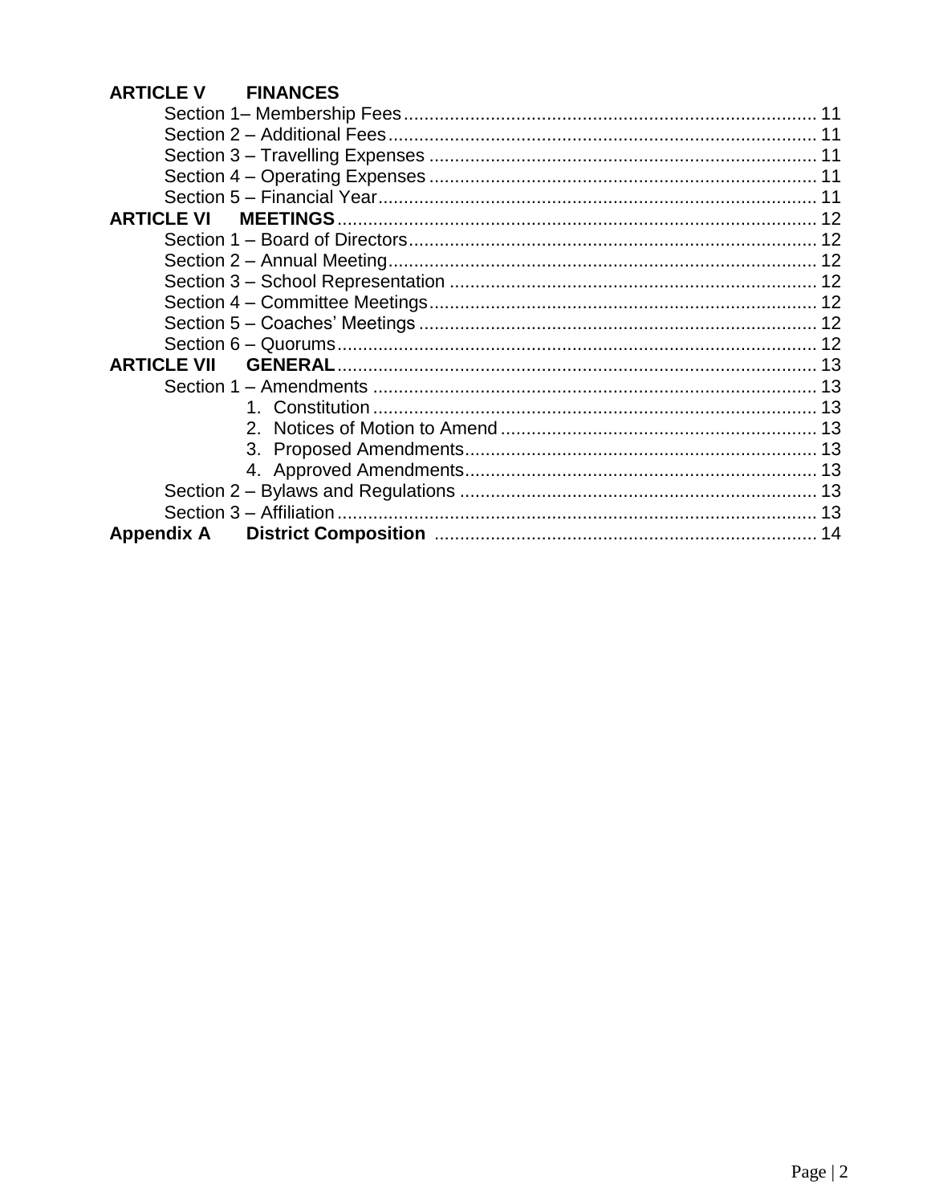**ARTICLE V FINANCES**

- Section 1– Membership Fees ........ 11
- Section 2 – Additional Fees ........ 11
- Section 3 – Travelling Expenses ........ 11
- Section 4 – Operating Expenses ........ 11
- Section 5 – Financial Year ........ 11

**ARTICLE VI MEETINGS** ........ 12

- Section 1 – Board of Directors ........ 12
- Section 2 – Annual Meeting ........ 12
- Section 3 – School Representation ........ 12
- Section 4 – Committee Meetings ........ 12
- Section 5 – Coaches' Meetings ........ 12
- Section 6 – Quorums ........ 12

**ARTICLE VII GENERAL** ........ 13

- Section 1 – Amendments ........ 13
  1. Constitution ........ 13
  2. Notices of Motion to Amend ........ 13
  3. Proposed Amendments ........ 13
  4. Approved Amendments ........ 13
- Section 2 – Bylaws and Regulations ........ 13
- Section 3 – Affiliation ........ 13

**Appendix A District Composition** ........ 14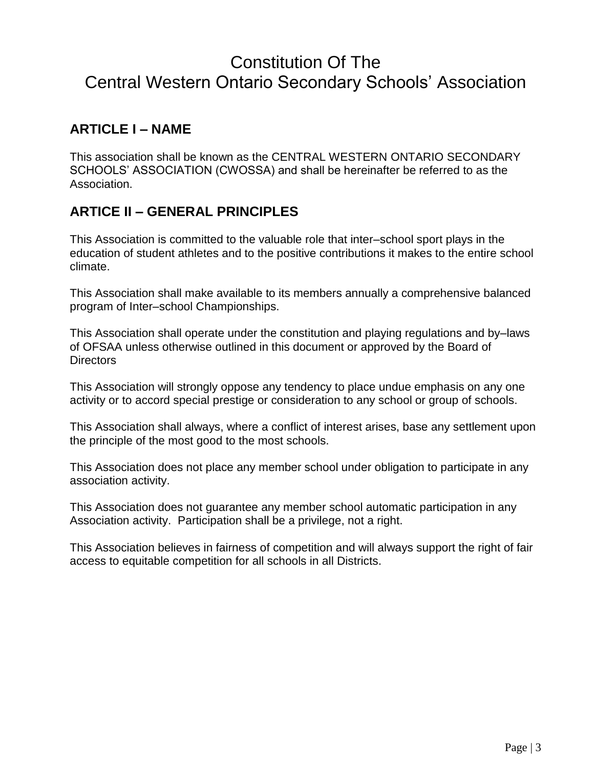# Constitution Of The Central Western Ontario Secondary Schools' Association

## ARTICLE I – NAME

This association shall be known as the CENTRAL WESTERN ONTARIO SECONDARY SCHOOLS' ASSOCIATION (CWOSSA) and shall be hereinafter be referred to as the Association.

## ARTICE II – GENERAL PRINCIPLES

This Association is committed to the valuable role that inter–school sport plays in the education of student athletes and to the positive contributions it makes to the entire school climate.

This Association shall make available to its members annually a comprehensive balanced program of Inter–school Championships.

This Association shall operate under the constitution and playing regulations and by–laws of OFSAA unless otherwise outlined in this document or approved by the Board of Directors

This Association will strongly oppose any tendency to place undue emphasis on any one activity or to accord special prestige or consideration to any school or group of schools.

This Association shall always, where a conflict of interest arises, base any settlement upon the principle of the most good to the most schools.

This Association does not place any member school under obligation to participate in any association activity.

This Association does not guarantee any member school automatic participation in any Association activity. Participation shall be a privilege, not a right.

This Association believes in fairness of competition and will always support the right of fair access to equitable competition for all schools in all Districts.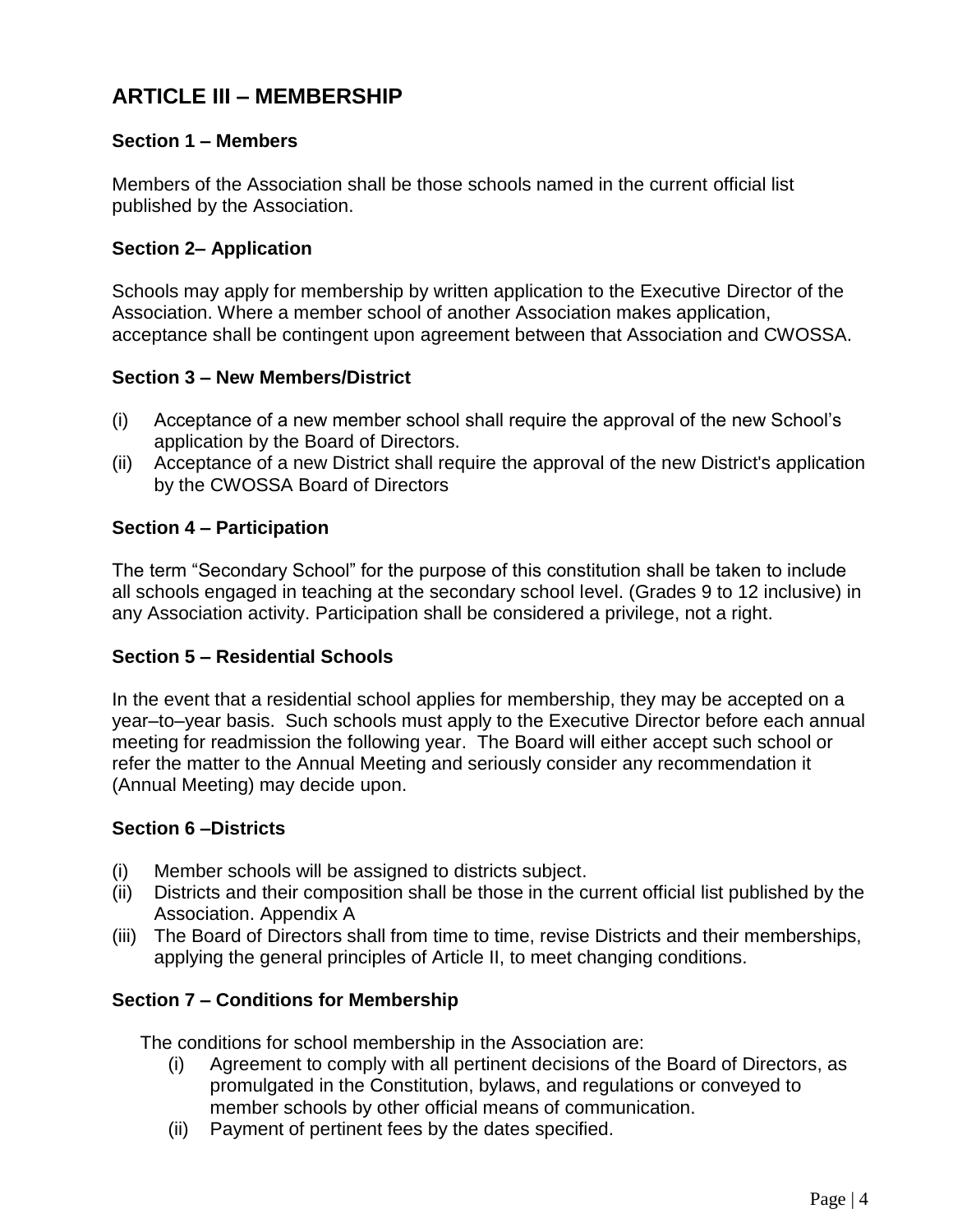## ARTICLE III – MEMBERSHIP

### Section 1 – Members

Members of the Association shall be those schools named in the current official list published by the Association.

### Section 2– Application

Schools may apply for membership by written application to the Executive Director of the Association. Where a member school of another Association makes application, acceptance shall be contingent upon agreement between that Association and CWOSSA.

### Section 3 – New Members/District

(i) Acceptance of a new member school shall require the approval of the new School's application by the Board of Directors.
(ii) Acceptance of a new District shall require the approval of the new District's application by the CWOSSA Board of Directors

### Section 4 – Participation

The term "Secondary School" for the purpose of this constitution shall be taken to include all schools engaged in teaching at the secondary school level. (Grades 9 to 12 inclusive) in any Association activity. Participation shall be considered a privilege, not a right.

### Section 5 – Residential Schools

In the event that a residential school applies for membership, they may be accepted on a year–to–year basis. Such schools must apply to the Executive Director before each annual meeting for readmission the following year. The Board will either accept such school or refer the matter to the Annual Meeting and seriously consider any recommendation it (Annual Meeting) may decide upon.

### Section 6 –Districts

(i) Member schools will be assigned to districts subject.
(ii) Districts and their composition shall be those in the current official list published by the Association. Appendix A
(iii) The Board of Directors shall from time to time, revise Districts and their memberships, applying the general principles of Article II, to meet changing conditions.

### Section 7 – Conditions for Membership

The conditions for school membership in the Association are:

(i) Agreement to comply with all pertinent decisions of the Board of Directors, as promulgated in the Constitution, bylaws, and regulations or conveyed to member schools by other official means of communication.
(ii) Payment of pertinent fees by the dates specified.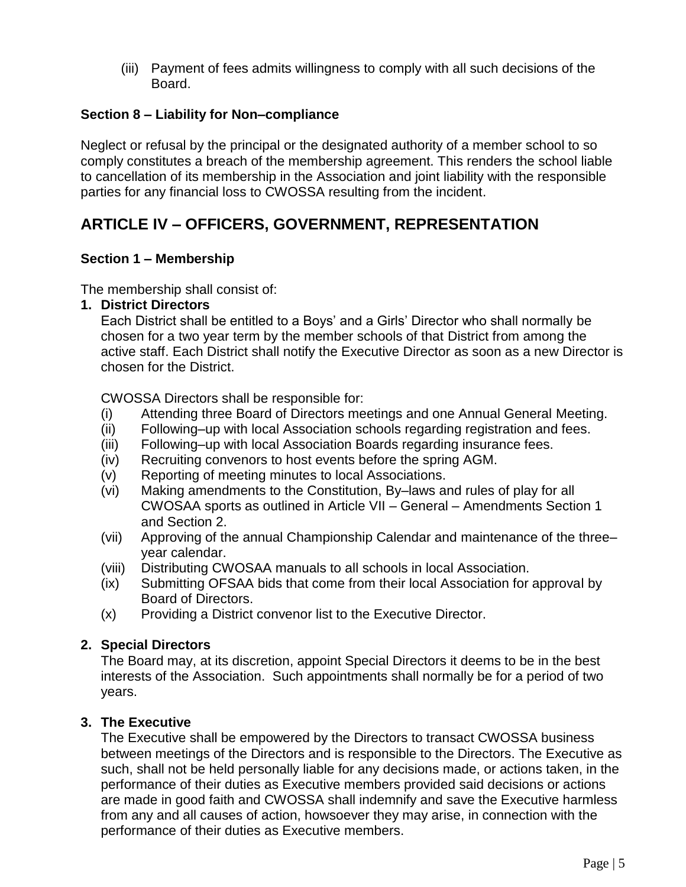(iii) Payment of fees admits willingness to comply with all such decisions of the Board.

### Section 8 – Liability for Non–compliance

Neglect or refusal by the principal or the designated authority of a member school to so comply constitutes a breach of the membership agreement. This renders the school liable to cancellation of its membership in the Association and joint liability with the responsible parties for any financial loss to CWOSSA resulting from the incident.

## ARTICLE IV – OFFICERS, GOVERNMENT, REPRESENTATION

### Section 1 – Membership

The membership shall consist of:

**1. District Directors**

Each District shall be entitled to a Boys' and a Girls' Director who shall normally be chosen for a two year term by the member schools of that District from among the active staff. Each District shall notify the Executive Director as soon as a new Director is chosen for the District.

CWOSSA Directors shall be responsible for:

(i) Attending three Board of Directors meetings and one Annual General Meeting.
(ii) Following–up with local Association schools regarding registration and fees.
(iii) Following–up with local Association Boards regarding insurance fees.
(iv) Recruiting convenors to host events before the spring AGM.
(v) Reporting of meeting minutes to local Associations.
(vi) Making amendments to the Constitution, By–laws and rules of play for all CWOSAA sports as outlined in Article VII – General – Amendments Section 1 and Section 2.
(vii) Approving of the annual Championship Calendar and maintenance of the three–year calendar.
(viii) Distributing CWOSAA manuals to all schools in local Association.
(ix) Submitting OFSAA bids that come from their local Association for approval by Board of Directors.
(x) Providing a District convenor list to the Executive Director.

**2. Special Directors**

The Board may, at its discretion, appoint Special Directors it deems to be in the best interests of the Association. Such appointments shall normally be for a period of two years.

**3. The Executive**

The Executive shall be empowered by the Directors to transact CWOSSA business between meetings of the Directors and is responsible to the Directors. The Executive as such, shall not be held personally liable for any decisions made, or actions taken, in the performance of their duties as Executive members provided said decisions or actions are made in good faith and CWOSSA shall indemnify and save the Executive harmless from any and all causes of action, howsoever they may arise, in connection with the performance of their duties as Executive members.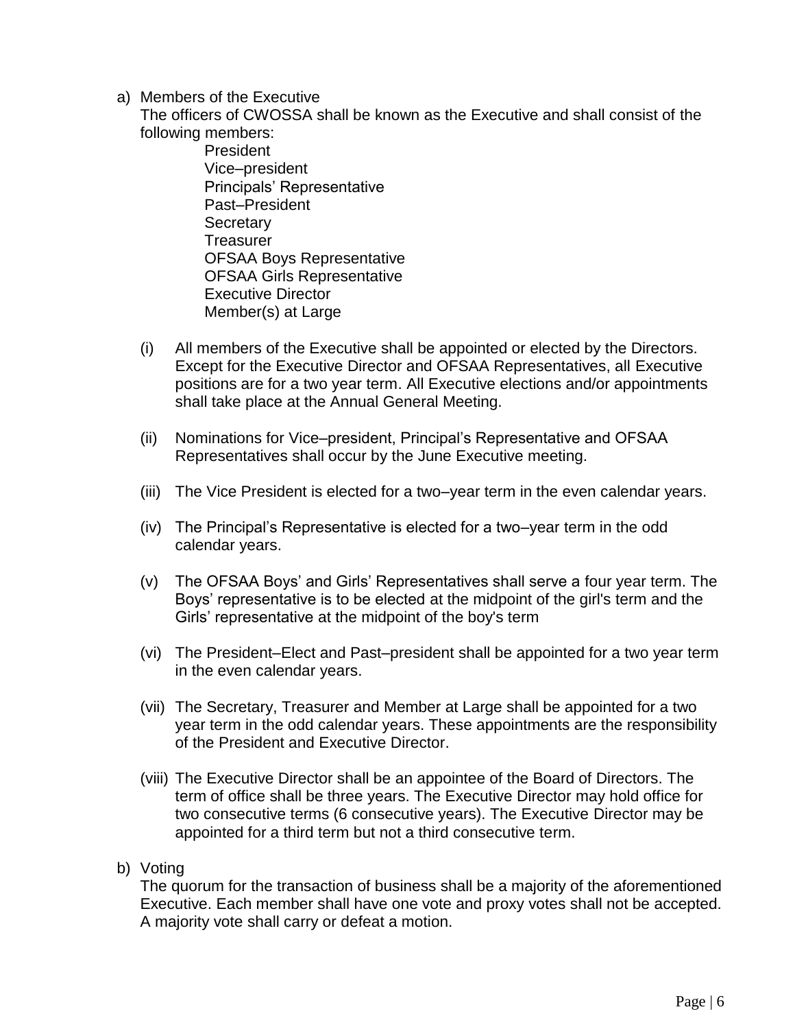a) Members of the Executive

   The officers of CWOSSA shall be known as the Executive and shall consist of the following members:

   - President
   - Vice–president
   - Principals' Representative
   - Past–President
   - Secretary
   - Treasurer
   - OFSAA Boys Representative
   - OFSAA Girls Representative
   - Executive Director
   - Member(s) at Large

   (i) All members of the Executive shall be appointed or elected by the Directors. Except for the Executive Director and OFSAA Representatives, all Executive positions are for a two year term. All Executive elections and/or appointments shall take place at the Annual General Meeting.

   (ii) Nominations for Vice–president, Principal's Representative and OFSAA Representatives shall occur by the June Executive meeting.

   (iii) The Vice President is elected for a two–year term in the even calendar years.

   (iv) The Principal's Representative is elected for a two–year term in the odd calendar years.

   (v) The OFSAA Boys' and Girls' Representatives shall serve a four year term. The Boys' representative is to be elected at the midpoint of the girl's term and the Girls' representative at the midpoint of the boy's term

   (vi) The President–Elect and Past–president shall be appointed for a two year term in the even calendar years.

   (vii) The Secretary, Treasurer and Member at Large shall be appointed for a two year term in the odd calendar years. These appointments are the responsibility of the President and Executive Director.

   (viii) The Executive Director shall be an appointee of the Board of Directors. The term of office shall be three years. The Executive Director may hold office for two consecutive terms (6 consecutive years). The Executive Director may be appointed for a third term but not a third consecutive term.

b) Voting

   The quorum for the transaction of business shall be a majority of the aforementioned Executive. Each member shall have one vote and proxy votes shall not be accepted. A majority vote shall carry or defeat a motion.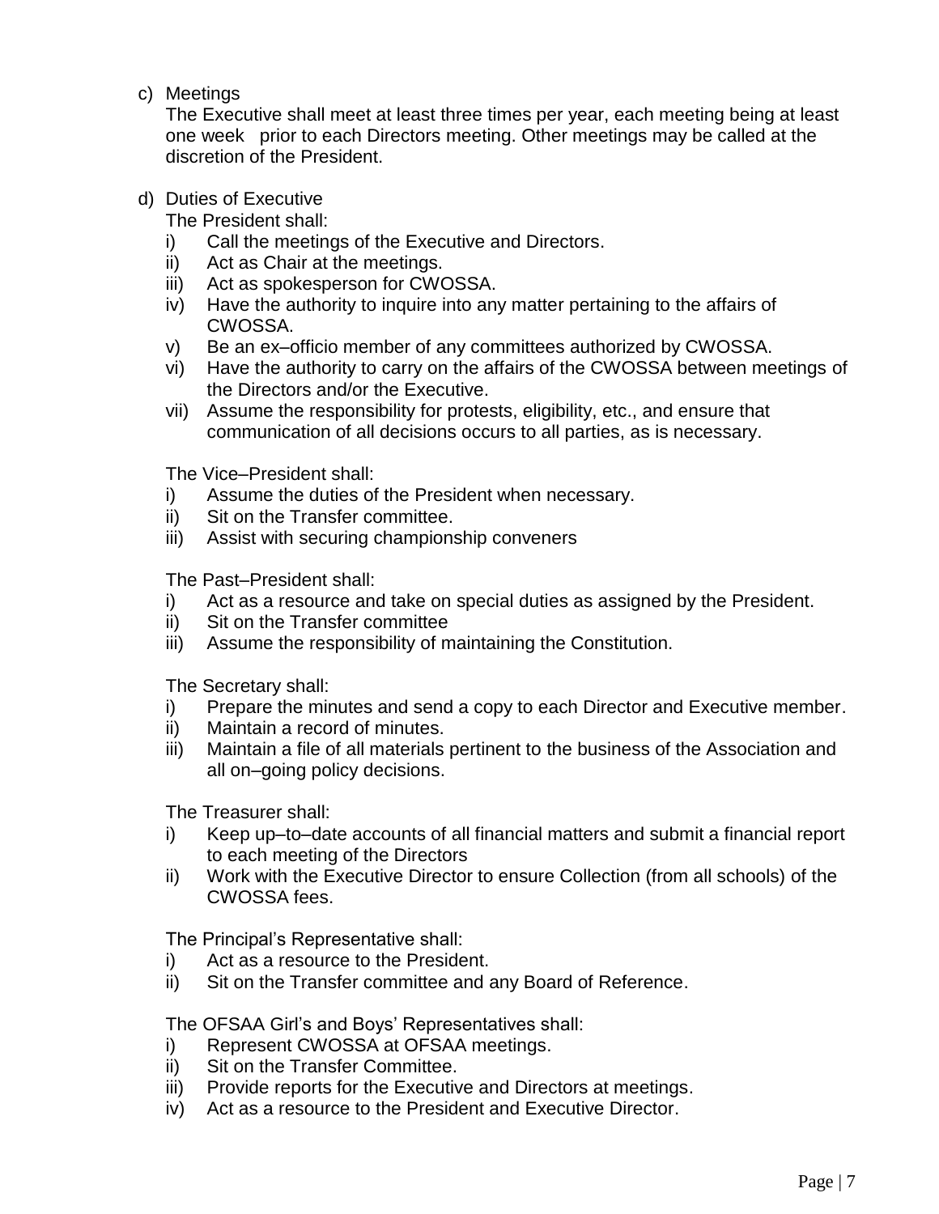c) Meetings

The Executive shall meet at least three times per year, each meeting being at least one week prior to each Directors meeting. Other meetings may be called at the discretion of the President.

d) Duties of Executive

The President shall:

i) Call the meetings of the Executive and Directors.
ii) Act as Chair at the meetings.
iii) Act as spokesperson for CWOSSA.
iv) Have the authority to inquire into any matter pertaining to the affairs of CWOSSA.
v) Be an ex–officio member of any committees authorized by CWOSSA.
vi) Have the authority to carry on the affairs of the CWOSSA between meetings of the Directors and/or the Executive.
vii) Assume the responsibility for protests, eligibility, etc., and ensure that communication of all decisions occurs to all parties, as is necessary.

The Vice–President shall:

i) Assume the duties of the President when necessary.
ii) Sit on the Transfer committee.
iii) Assist with securing championship conveners

The Past–President shall:

i) Act as a resource and take on special duties as assigned by the President.
ii) Sit on the Transfer committee
iii) Assume the responsibility of maintaining the Constitution.

The Secretary shall:

i) Prepare the minutes and send a copy to each Director and Executive member.
ii) Maintain a record of minutes.
iii) Maintain a file of all materials pertinent to the business of the Association and all on–going policy decisions.

The Treasurer shall:

i) Keep up–to–date accounts of all financial matters and submit a financial report to each meeting of the Directors
ii) Work with the Executive Director to ensure Collection (from all schools) of the CWOSSA fees.

The Principal's Representative shall:

i) Act as a resource to the President.
ii) Sit on the Transfer committee and any Board of Reference.

The OFSAA Girl's and Boys' Representatives shall:

i) Represent CWOSSA at OFSAA meetings.
ii) Sit on the Transfer Committee.
iii) Provide reports for the Executive and Directors at meetings.
iv) Act as a resource to the President and Executive Director.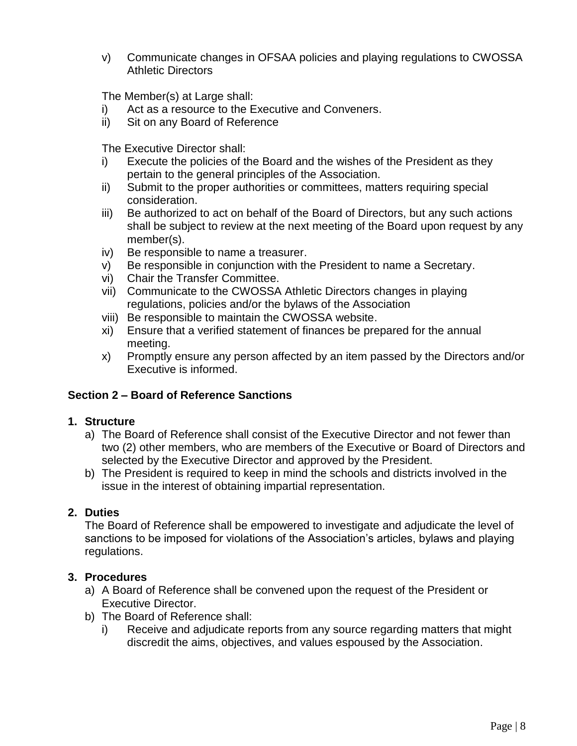v) Communicate changes in OFSAA policies and playing regulations to CWOSSA Athletic Directors

The Member(s) at Large shall:

i) Act as a resource to the Executive and Conveners.
ii) Sit on any Board of Reference

The Executive Director shall:

i) Execute the policies of the Board and the wishes of the President as they pertain to the general principles of the Association.
ii) Submit to the proper authorities or committees, matters requiring special consideration.
iii) Be authorized to act on behalf of the Board of Directors, but any such actions shall be subject to review at the next meeting of the Board upon request by any member(s).
iv) Be responsible to name a treasurer.
v) Be responsible in conjunction with the President to name a Secretary.
vi) Chair the Transfer Committee.
vii) Communicate to the CWOSSA Athletic Directors changes in playing regulations, policies and/or the bylaws of the Association
viii) Be responsible to maintain the CWOSSA website.
xi) Ensure that a verified statement of finances be prepared for the annual meeting.
x) Promptly ensure any person affected by an item passed by the Directors and/or Executive is informed.

### Section 2 – Board of Reference Sanctions

**1. Structure**

a) The Board of Reference shall consist of the Executive Director and not fewer than two (2) other members, who are members of the Executive or Board of Directors and selected by the Executive Director and approved by the President.
b) The President is required to keep in mind the schools and districts involved in the issue in the interest of obtaining impartial representation.

**2. Duties**

The Board of Reference shall be empowered to investigate and adjudicate the level of sanctions to be imposed for violations of the Association's articles, bylaws and playing regulations.

**3. Procedures**

a) A Board of Reference shall be convened upon the request of the President or Executive Director.
b) The Board of Reference shall:
   i) Receive and adjudicate reports from any source regarding matters that might discredit the aims, objectives, and values espoused by the Association.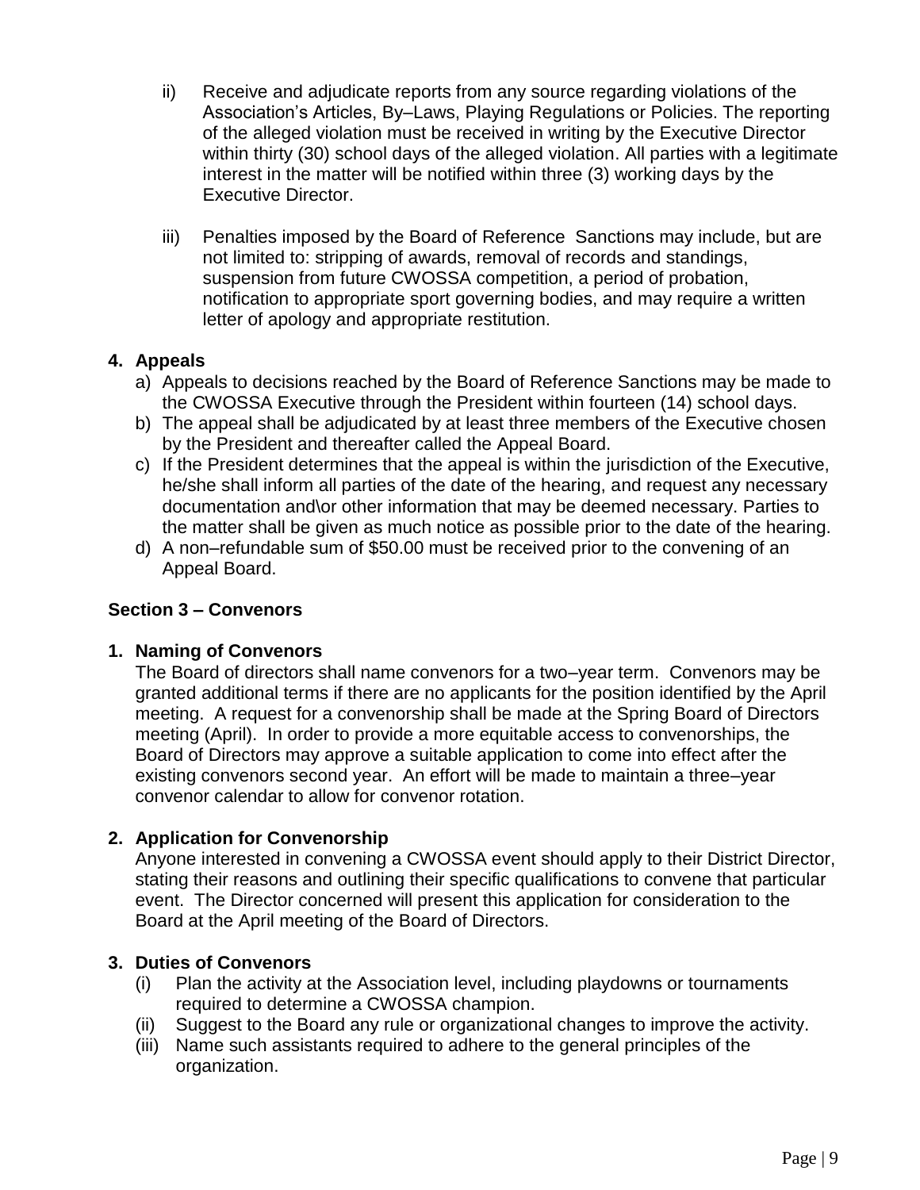ii) Receive and adjudicate reports from any source regarding violations of the Association’s Articles, By–Laws, Playing Regulations or Policies. The reporting of the alleged violation must be received in writing by the Executive Director within thirty (30) school days of the alleged violation. All parties with a legitimate interest in the matter will be notified within three (3) working days by the Executive Director.

iii) Penalties imposed by the Board of Reference Sanctions may include, but are not limited to: stripping of awards, removal of records and standings, suspension from future CWOSSA competition, a period of probation, notification to appropriate sport governing bodies, and may require a written letter of apology and appropriate restitution.

**4. Appeals**

a) Appeals to decisions reached by the Board of Reference Sanctions may be made to the CWOSSA Executive through the President within fourteen (14) school days.
b) The appeal shall be adjudicated by at least three members of the Executive chosen by the President and thereafter called the Appeal Board.
c) If the President determines that the appeal is within the jurisdiction of the Executive, he/she shall inform all parties of the date of the hearing, and request any necessary documentation and\or other information that may be deemed necessary. Parties to the matter shall be given as much notice as possible prior to the date of the hearing.
d) A non–refundable sum of $50.00 must be received prior to the convening of an Appeal Board.

## Section 3 – Convenors

**1. Naming of Convenors**

The Board of directors shall name convenors for a two–year term. Convenors may be granted additional terms if there are no applicants for the position identified by the April meeting. A request for a convenorship shall be made at the Spring Board of Directors meeting (April). In order to provide a more equitable access to convenorships, the Board of Directors may approve a suitable application to come into effect after the existing convenors second year. An effort will be made to maintain a three–year convenor calendar to allow for convenor rotation.

**2. Application for Convenorship**

Anyone interested in convening a CWOSSA event should apply to their District Director, stating their reasons and outlining their specific qualifications to convene that particular event. The Director concerned will present this application for consideration to the Board at the April meeting of the Board of Directors.

**3. Duties of Convenors**

(i) Plan the activity at the Association level, including playdowns or tournaments required to determine a CWOSSA champion.
(ii) Suggest to the Board any rule or organizational changes to improve the activity.
(iii) Name such assistants required to adhere to the general principles of the organization.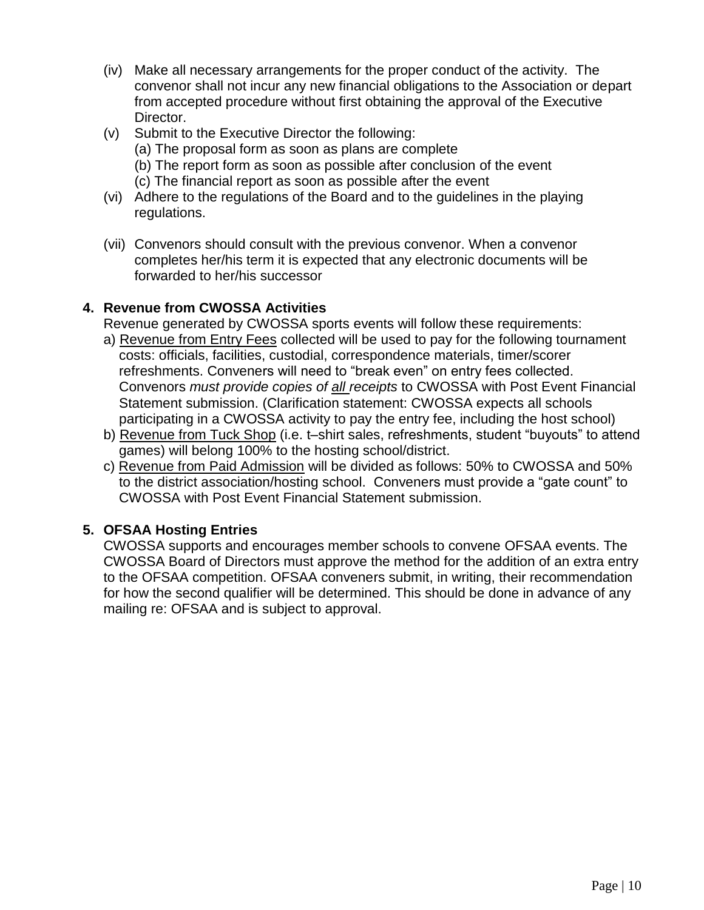(iv) Make all necessary arrangements for the proper conduct of the activity. The convenor shall not incur any new financial obligations to the Association or depart from accepted procedure without first obtaining the approval of the Executive Director.

(v) Submit to the Executive Director the following:
   (a) The proposal form as soon as plans are complete
   (b) The report form as soon as possible after conclusion of the event
   (c) The financial report as soon as possible after the event

(vi) Adhere to the regulations of the Board and to the guidelines in the playing regulations.

(vii) Convenors should consult with the previous convenor. When a convenor completes her/his term it is expected that any electronic documents will be forwarded to her/his successor

**4. Revenue from CWOSSA Activities**

Revenue generated by CWOSSA sports events will follow these requirements:

a) <u>Revenue from Entry Fees</u> collected will be used to pay for the following tournament costs: officials, facilities, custodial, correspondence materials, timer/scorer refreshments. Conveners will need to "break even" on entry fees collected. Convenors *must provide copies of <u>all</u> receipts* to CWOSSA with Post Event Financial Statement submission. (Clarification statement: CWOSSA expects all schools participating in a CWOSSA activity to pay the entry fee, including the host school)

b) <u>Revenue from Tuck Shop</u> (i.e. t–shirt sales, refreshments, student "buyouts" to attend games) will belong 100% to the hosting school/district.

c) <u>Revenue from Paid Admission</u> will be divided as follows: 50% to CWOSSA and 50% to the district association/hosting school. Conveners must provide a "gate count" to CWOSSA with Post Event Financial Statement submission.

**5. OFSAA Hosting Entries**

CWOSSA supports and encourages member schools to convene OFSAA events. The CWOSSA Board of Directors must approve the method for the addition of an extra entry to the OFSAA competition. OFSAA conveners submit, in writing, their recommendation for how the second qualifier will be determined. This should be done in advance of any mailing re: OFSAA and is subject to approval.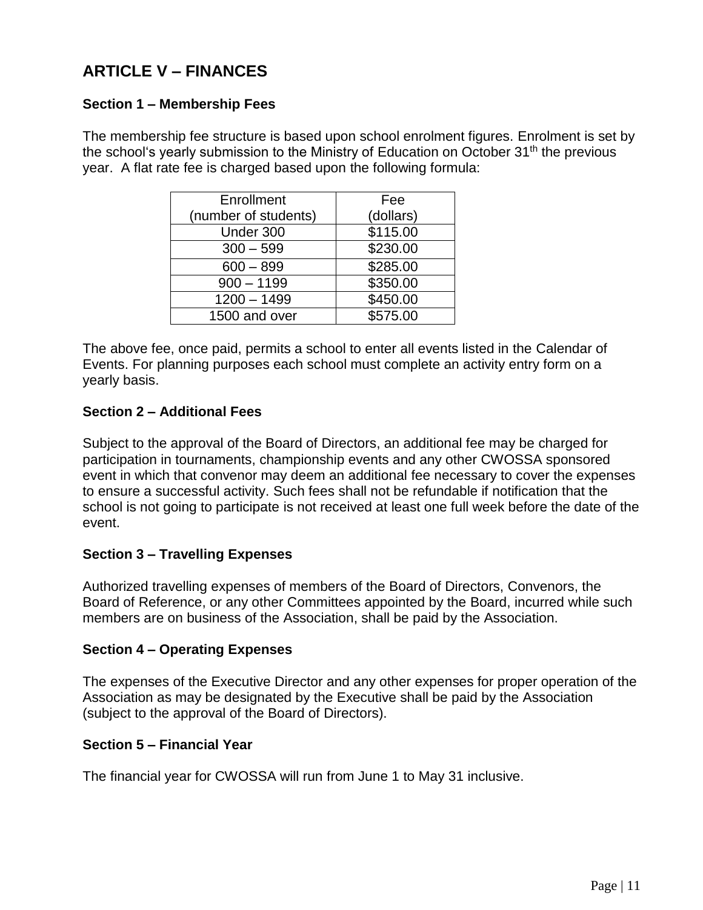## ARTICLE V – FINANCES

### Section 1 – Membership Fees

The membership fee structure is based upon school enrolment figures. Enrolment is set by the school's yearly submission to the Ministry of Education on October 31th the previous year. A flat rate fee is charged based upon the following formula:

| Enrollment (number of students) | Fee (dollars) |
|---|---|
| Under 300 | $115.00 |
| 300 – 599 | $230.00 |
| 600 – 899 | $285.00 |
| 900 – 1199 | $350.00 |
| 1200 – 1499 | $450.00 |
| 1500 and over | $575.00 |

The above fee, once paid, permits a school to enter all events listed in the Calendar of Events. For planning purposes each school must complete an activity entry form on a yearly basis.

### Section 2 – Additional Fees

Subject to the approval of the Board of Directors, an additional fee may be charged for participation in tournaments, championship events and any other CWOSSA sponsored event in which that convenor may deem an additional fee necessary to cover the expenses to ensure a successful activity. Such fees shall not be refundable if notification that the school is not going to participate is not received at least one full week before the date of the event.

### Section 3 – Travelling Expenses

Authorized travelling expenses of members of the Board of Directors, Convenors, the Board of Reference, or any other Committees appointed by the Board, incurred while such members are on business of the Association, shall be paid by the Association.

### Section 4 – Operating Expenses

The expenses of the Executive Director and any other expenses for proper operation of the Association as may be designated by the Executive shall be paid by the Association (subject to the approval of the Board of Directors).

### Section 5 – Financial Year

The financial year for CWOSSA will run from June 1 to May 31 inclusive.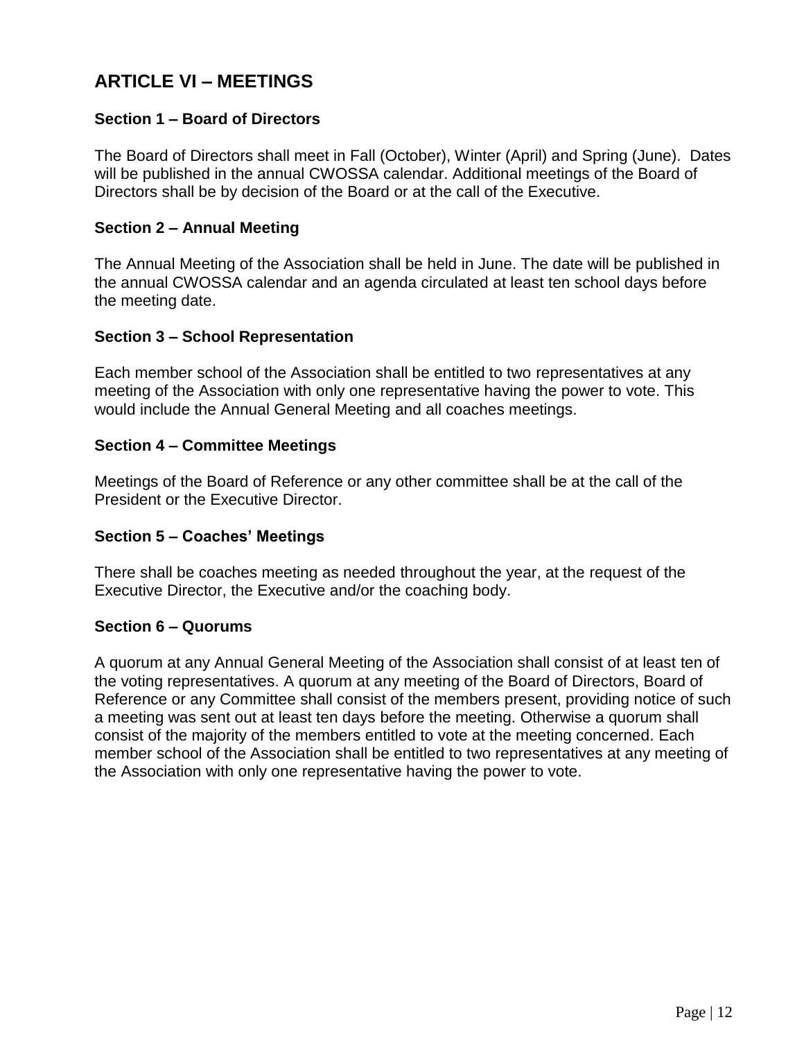## ARTICLE VI – MEETINGS

### Section 1 – Board of Directors

The Board of Directors shall meet in Fall (October), Winter (April) and Spring (June). Dates will be published in the annual CWOSSA calendar. Additional meetings of the Board of Directors shall be by decision of the Board or at the call of the Executive.

### Section 2 – Annual Meeting

The Annual Meeting of the Association shall be held in June. The date will be published in the annual CWOSSA calendar and an agenda circulated at least ten school days before the meeting date.

### Section 3 – School Representation

Each member school of the Association shall be entitled to two representatives at any meeting of the Association with only one representative having the power to vote. This would include the Annual General Meeting and all coaches meetings.

### Section 4 – Committee Meetings

Meetings of the Board of Reference or any other committee shall be at the call of the President or the Executive Director.

### Section 5 – Coaches' Meetings

There shall be coaches meeting as needed throughout the year, at the request of the Executive Director, the Executive and/or the coaching body.

### Section 6 – Quorums

A quorum at any Annual General Meeting of the Association shall consist of at least ten of the voting representatives. A quorum at any meeting of the Board of Directors, Board of Reference or any Committee shall consist of the members present, providing notice of such a meeting was sent out at least ten days before the meeting. Otherwise a quorum shall consist of the majority of the members entitled to vote at the meeting concerned. Each member school of the Association shall be entitled to two representatives at any meeting of the Association with only one representative having the power to vote.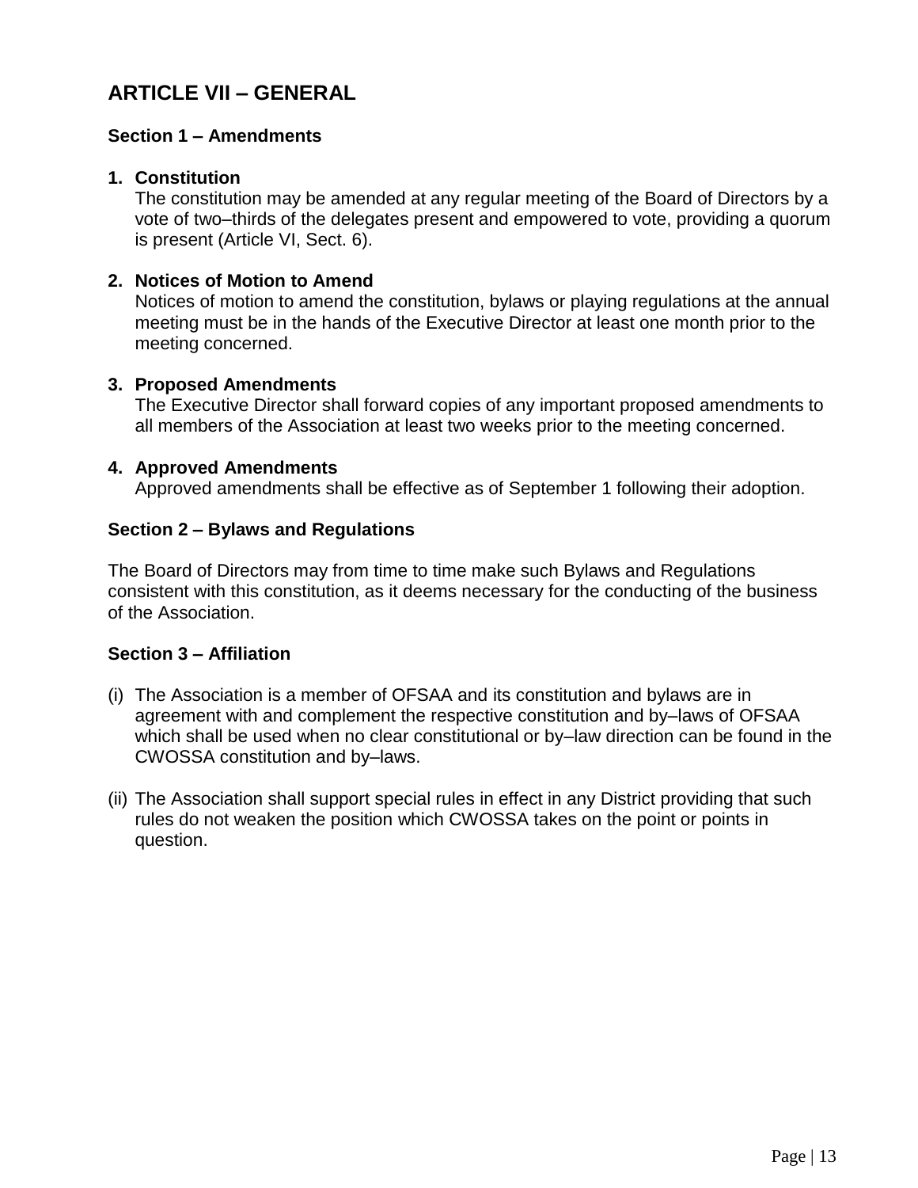## ARTICLE VII – GENERAL

### Section 1 – Amendments

1. **Constitution**
   The constitution may be amended at any regular meeting of the Board of Directors by a vote of two–thirds of the delegates present and empowered to vote, providing a quorum is present (Article VI, Sect. 6).

2. **Notices of Motion to Amend**
   Notices of motion to amend the constitution, bylaws or playing regulations at the annual meeting must be in the hands of the Executive Director at least one month prior to the meeting concerned.

3. **Proposed Amendments**
   The Executive Director shall forward copies of any important proposed amendments to all members of the Association at least two weeks prior to the meeting concerned.

4. **Approved Amendments**
   Approved amendments shall be effective as of September 1 following their adoption.

### Section 2 – Bylaws and Regulations

The Board of Directors may from time to time make such Bylaws and Regulations consistent with this constitution, as it deems necessary for the conducting of the business of the Association.

### Section 3 – Affiliation

(i) The Association is a member of OFSAA and its constitution and bylaws are in agreement with and complement the respective constitution and by–laws of OFSAA which shall be used when no clear constitutional or by–law direction can be found in the CWOSSA constitution and by–laws.

(ii) The Association shall support special rules in effect in any District providing that such rules do not weaken the position which CWOSSA takes on the point or points in question.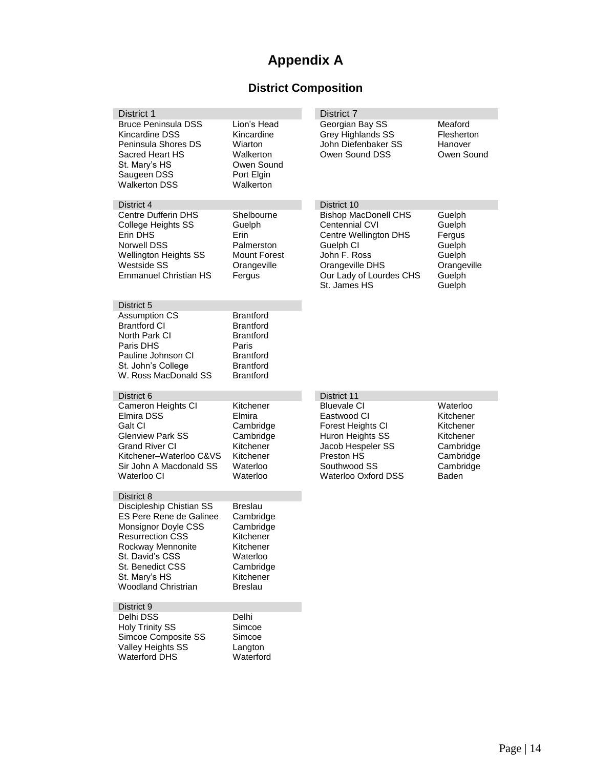# Appendix A

## District Composition

| District 1 | |
|---|---|
| Bruce Peninsula DSS | Lion's Head |
| Kincardine DSS | Kincardine |
| Peninsula Shores DS | Wiarton |
| Sacred Heart HS | Walkerton |
| St. Mary's HS | Owen Sound |
| Saugeen DSS | Port Elgin |
| Walkerton DSS | Walkerton |

| District 4 | |
|---|---|
| Centre Dufferin DHS | Shelbourne |
| College Heights SS | Guelph |
| Erin DHS | Erin |
| Norwell DSS | Palmerston |
| Wellington Heights SS | Mount Forest |
| Westside SS | Orangeville |
| Emmanuel Christian HS | Fergus |

| District 5 | |
|---|---|
| Assumption CS | Brantford |
| Brantford CI | Brantford |
| North Park CI | Brantford |
| Paris DHS | Paris |
| Pauline Johnson CI | Brantford |
| St. John's College | Brantford |
| W. Ross MacDonald SS | Brantford |

| District 6 | |
|---|---|
| Cameron Heights CI | Kitchener |
| Elmira DSS | Elmira |
| Galt CI | Cambridge |
| Glenview Park SS | Cambridge |
| Grand River CI | Kitchener |
| Kitchener–Waterloo C&VS | Kitchener |
| Sir John A Macdonald SS | Waterloo |
| Waterloo CI | Waterloo |

| District 8 | |
|---|---|
| Discipleship Chistian SS | Breslau |
| ES Pere Rene de Galinee | Cambridge |
| Monsignor Doyle CSS | Cambridge |
| Resurrection CSS | Kitchener |
| Rockway Mennonite | Kitchener |
| St. David's CSS | Waterloo |
| St. Benedict CSS | Cambridge |
| St. Mary's HS | Kitchener |
| Woodland Christrian | Breslau |

| District 9 | |
|---|---|
| Delhi DSS | Delhi |
| Holy Trinity SS | Simcoe |
| Simcoe Composite SS | Simcoe |
| Valley Heights SS | Langton |
| Waterford DHS | Waterford |

| District 7 | |
|---|---|
| Georgian Bay SS | Meaford |
| Grey Highlands SS | Flesherton |
| John Diefenbaker SS | Hanover |
| Owen Sound DSS | Owen Sound |

| District 10 | |
|---|---|
| Bishop MacDonell CHS | Guelph |
| Centennial CVI | Guelph |
| Centre Wellington DHS | Fergus |
| Guelph CI | Guelph |
| John F. Ross | Guelph |
| Orangeville DHS | Orangeville |
| Our Lady of Lourdes CHS | Guelph |
| St. James HS | Guelph |

| District 11 | |
|---|---|
| Bluevale CI | Waterloo |
| Eastwood CI | Kitchener |
| Forest Heights CI | Kitchener |
| Huron Heights SS | Kitchener |
| Jacob Hespeler SS | Cambridge |
| Preston HS | Cambridge |
| Southwood SS | Cambridge |
| Waterloo Oxford DSS | Baden |